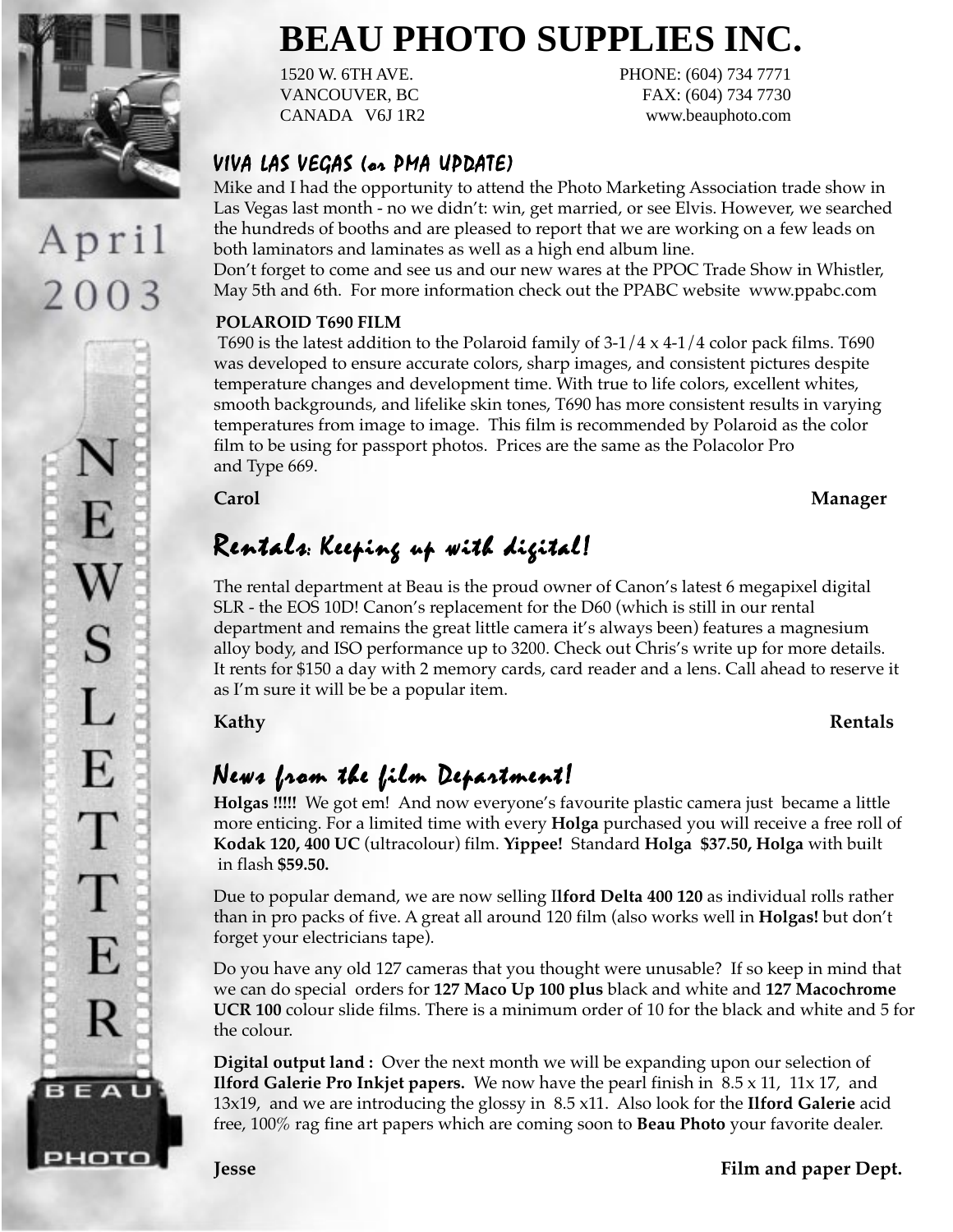# BEAU PHOTO SUPPLIES INC.

1520 W. 6TH AVE.
VANCOUVER, BC
CANADA V6J 1R2

PHONE: (604) 734 7771
FAX: (604) 734 7730
www.beauphoto.com

April 2003

NEWSLETTER

## VIVA LAS VEGAS (or PMA UPDATE)

Mike and I had the opportunity to attend the Photo Marketing Association trade show in Las Vegas last month - no we didn't: win, get married, or see Elvis. However, we searched the hundreds of booths and are pleased to report that we are working on a few leads on both laminators and laminates as well as a high end album line.
Don't forget to come and see us and our new wares at the PPOC Trade Show in Whistler, May 5th and 6th. For more information check out the PPABC website www.ppabc.com

**POLAROID T690 FILM**

T690 is the latest addition to the Polaroid family of 3-1/4 x 4-1/4 color pack films. T690 was developed to ensure accurate colors, sharp images, and consistent pictures despite temperature changes and development time. With true to life colors, excellent whites, smooth backgrounds, and lifelike skin tones, T690 has more consistent results in varying temperatures from image to image. This film is recommended by Polaroid as the color film to be using for passport photos. Prices are the same as the Polacolor Pro and Type 669.

**Carol** **Manager**

## Rentals: Keeping up with digital!

The rental department at Beau is the proud owner of Canon's latest 6 megapixel digital SLR - the EOS 10D! Canon's replacement for the D60 (which is still in our rental department and remains the great little camera it's always been) features a magnesium alloy body, and ISO performance up to 3200. Check out Chris's write up for more details. It rents for $150 a day with 2 memory cards, card reader and a lens. Call ahead to reserve it as I'm sure it will be be a popular item.

**Kathy** **Rentals**

## News from the film Department!

**Holgas !!!!!** We got em! And now everyone's favourite plastic camera just became a little more enticing. For a limited time with every **Holga** purchased you will receive a free roll of **Kodak 120, 400 UC** (ultracolour) film. **Yippee!** Standard **Holga $37.50, Holga** with built in flash **$59.50.**

Due to popular demand, we are now selling I**lford Delta 400 120** as individual rolls rather than in pro packs of five. A great all around 120 film (also works well in **Holgas!** but don't forget your electricians tape).

Do you have any old 127 cameras that you thought were unusable? If so keep in mind that we can do special orders for **127 Maco Up 100 plus** black and white and **127 Macochrome UCR 100** colour slide films. There is a minimum order of 10 for the black and white and 5 for the colour.

**Digital output land :** Over the next month we will be expanding upon our selection of **Ilford Galerie Pro Inkjet papers.** We now have the pearl finish in 8.5 x 11, 11x 17, and 13x19, and we are introducing the glossy in 8.5 x11. Also look for the **Ilford Galerie** acid free, 100% rag fine art papers which are coming soon to **Beau Photo** your favorite dealer.

**Jesse** **Film and paper Dept.**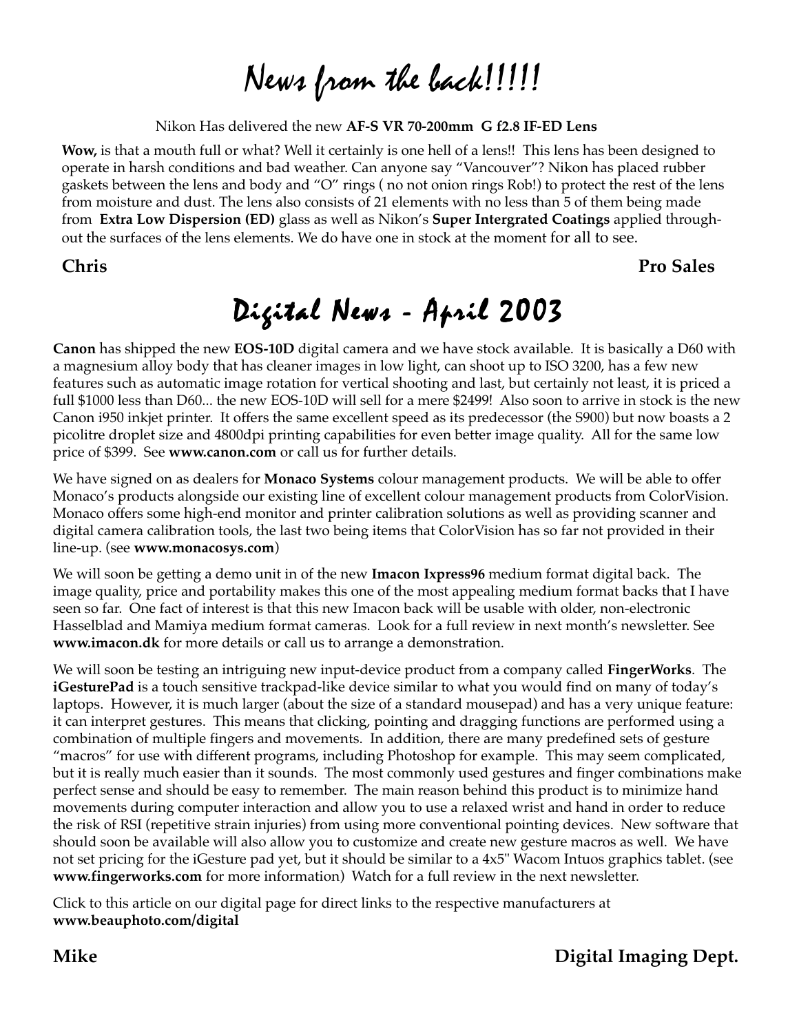# News from the back!!!!!

Nikon Has delivered the new **AF-S VR 70-200mm G f2.8 IF-ED Lens**

**Wow,** is that a mouth full or what? Well it certainly is one hell of a lens!! This lens has been designed to operate in harsh conditions and bad weather. Can anyone say "Vancouver"? Nikon has placed rubber gaskets between the lens and body and "O" rings ( no not onion rings Rob!) to protect the rest of the lens from moisture and dust. The lens also consists of 21 elements with no less than 5 of them being made from **Extra Low Dispersion (ED)** glass as well as Nikon's **Super Intergrated Coatings** applied throughout the surfaces of the lens elements. We do have one in stock at the moment for all to see.

**Chris** **Pro Sales**

# Digital News - April 2003

**Canon** has shipped the new **EOS-10D** digital camera and we have stock available. It is basically a D60 with a magnesium alloy body that has cleaner images in low light, can shoot up to ISO 3200, has a few new features such as automatic image rotation for vertical shooting and last, but certainly not least, it is priced a full $1000 less than D60... the new EOS-10D will sell for a mere $2499! Also soon to arrive in stock is the new Canon i950 inkjet printer. It offers the same excellent speed as its predecessor (the S900) but now boasts a 2 picolitre droplet size and 4800dpi printing capabilities for even better image quality. All for the same low price of $399. See **www.canon.com** or call us for further details.

We have signed on as dealers for **Monaco Systems** colour management products. We will be able to offer Monaco's products alongside our existing line of excellent colour management products from ColorVision. Monaco offers some high-end monitor and printer calibration solutions as well as providing scanner and digital camera calibration tools, the last two being items that ColorVision has so far not provided in their line-up. (see **www.monacosys.com**)

We will soon be getting a demo unit in of the new **Imacon Ixpress96** medium format digital back. The image quality, price and portability makes this one of the most appealing medium format backs that I have seen so far. One fact of interest is that this new Imacon back will be usable with older, non-electronic Hasselblad and Mamiya medium format cameras. Look for a full review in next month's newsletter. See **www.imacon.dk** for more details or call us to arrange a demonstration.

We will soon be testing an intriguing new input-device product from a company called **FingerWorks**. The **iGesturePad** is a touch sensitive trackpad-like device similar to what you would find on many of today's laptops. However, it is much larger (about the size of a standard mousepad) and has a very unique feature: it can interpret gestures. This means that clicking, pointing and dragging functions are performed using a combination of multiple fingers and movements. In addition, there are many predefined sets of gesture "macros" for use with different programs, including Photoshop for example. This may seem complicated, but it is really much easier than it sounds. The most commonly used gestures and finger combinations make perfect sense and should be easy to remember. The main reason behind this product is to minimize hand movements during computer interaction and allow you to use a relaxed wrist and hand in order to reduce the risk of RSI (repetitive strain injuries) from using more conventional pointing devices. New software that should soon be available will also allow you to customize and create new gesture macros as well. We have not set pricing for the iGesture pad yet, but it should be similar to a 4x5" Wacom Intuos graphics tablet. (see **www.fingerworks.com** for more information) Watch for a full review in the next newsletter.

Click to this article on our digital page for direct links to the respective manufacturers at **www.beauphoto.com/digital**

**Mike** **Digital Imaging Dept.**